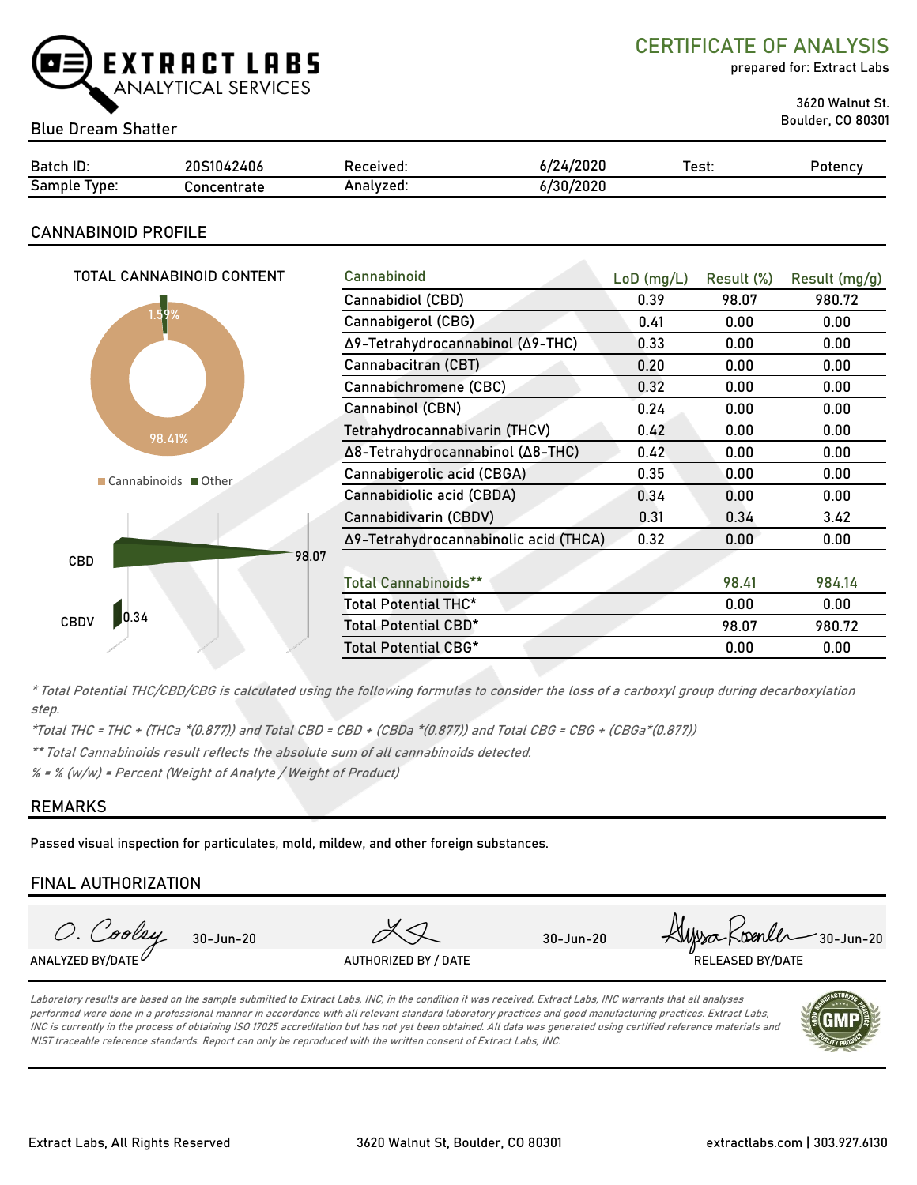# EXTRACT LABS ANALYTICAL SERVICES

## CERTIFICATE OF ANALYSIS

prepared for: Extract Labs

3620 Walnut St.
Boulder, CO 80301

Blue Dream Shatter

| Batch ID: | 20S1042406 | Received: | 6/24/2020 | Test: | Potency |
|---|---|---|---|---|---|
| Sample Type: | Concentrate | Analyzed: | 6/30/2020 | | |

## CANNABINOID PROFILE

TOTAL CANNABINOID CONTENT

1.59%
98.41%

Cannabinoids ■ Other

CBD 98.07
CBDV 0.34

| Cannabinoid | LoD (mg/L) | Result (%) | Result (mg/g) |
|---|---|---|---|
| Cannabidiol (CBD) | 0.39 | 98.07 | 980.72 |
| Cannabigerol (CBG) | 0.41 | 0.00 | 0.00 |
| Δ9-Tetrahydrocannabinol (Δ9-THC) | 0.33 | 0.00 | 0.00 |
| Cannabacitran (CBT) | 0.20 | 0.00 | 0.00 |
| Cannabichromene (CBC) | 0.32 | 0.00 | 0.00 |
| Cannabinol (CBN) | 0.24 | 0.00 | 0.00 |
| Tetrahydrocannabivarin (THCV) | 0.42 | 0.00 | 0.00 |
| Δ8-Tetrahydrocannabinol (Δ8-THC) | 0.42 | 0.00 | 0.00 |
| Cannabigerolic acid (CBGA) | 0.35 | 0.00 | 0.00 |
| Cannabidiolic acid (CBDA) | 0.34 | 0.00 | 0.00 |
| Cannabidivarin (CBDV) | 0.31 | 0.34 | 3.42 |
| Δ9-Tetrahydrocannabinolic acid (THCA) | 0.32 | 0.00 | 0.00 |
| Total Cannabinoids** | | 98.41 | 984.14 |
| Total Potential THC* | | 0.00 | 0.00 |
| Total Potential CBD* | | 98.07 | 980.72 |
| Total Potential CBG* | | 0.00 | 0.00 |

*\* Total Potential THC/CBD/CBG is calculated using the following formulas to consider the loss of a carboxyl group during decarboxylation step.*

*\*Total THC = THC + (THCa \*(0.877)) and Total CBD = CBD + (CBDa \*(0.877)) and Total CBG = CBG + (CBGa\*(0.877))*

*\*\* Total Cannabinoids result reflects the absolute sum of all cannabinoids detected.*

*% = % (w/w) = Percent (Weight of Analyte / Weight of Product)*

## REMARKS

Passed visual inspection for particulates, mold, mildew, and other foreign substances.

## FINAL AUTHORIZATION

| O. Cooley 30-Jun-20 | 30-Jun-20 | Alyssa Roenle 30-Jun-20 |
|---|---|---|
| ANALYZED BY/DATE | AUTHORIZED BY / DATE | RELEASED BY/DATE |

*Laboratory results are based on the sample submitted to Extract Labs, INC, in the condition it was received. Extract Labs, INC warrants that all analyses performed were done in a professional manner in accordance with all relevant standard laboratory practices and good manufacturing practices. Extract Labs, INC is currently in the process of obtaining ISO 17025 accreditation but has not yet been obtained. All data was generated using certified reference materials and NIST traceable reference standards. Report can only be reproduced with the written consent of Extract Labs, INC.*

GMP

Extract Labs, All Rights Reserved | 3620 Walnut St, Boulder, CO 80301 | extractlabs.com | 303.927.6130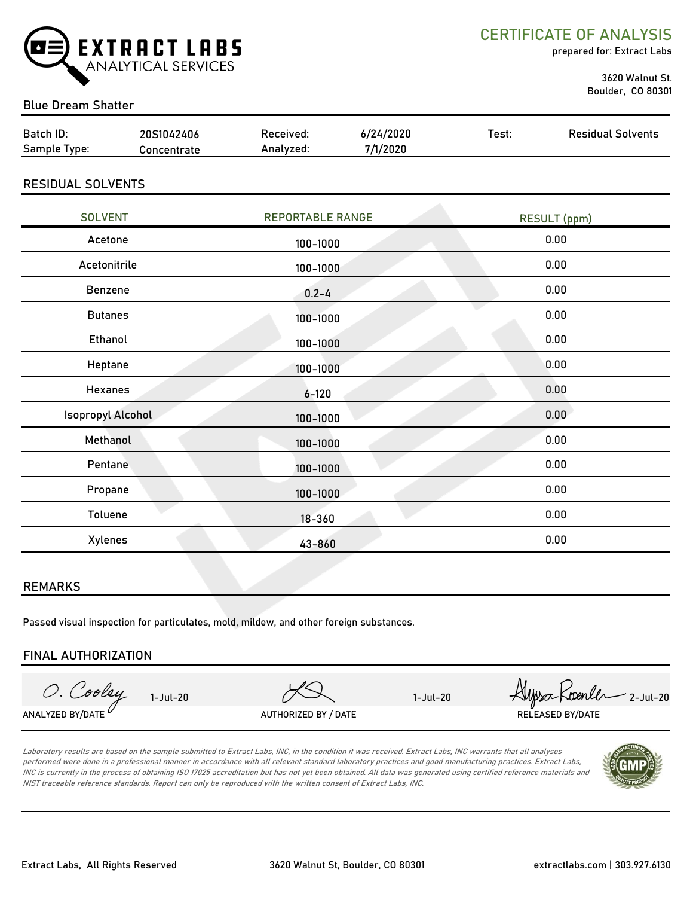**EXTRACT LABS** ANALYTICAL SERVICES

## CERTIFICATE OF ANALYSIS

prepared for: Extract Labs

3620 Walnut St.
Boulder, CO 80301

Blue Dream Shatter

| Batch ID: | 20S1042406 | Received: | 6/24/2020 | Test: | Residual Solvents |
|---|---|---|---|---|---|
| Sample Type: | Concentrate | Analyzed: | 7/1/2020 | | |

## RESIDUAL SOLVENTS

| SOLVENT | REPORTABLE RANGE | RESULT (ppm) |
|---|---|---|
| Acetone | 100-1000 | 0.00 |
| Acetonitrile | 100-1000 | 0.00 |
| Benzene | 0.2-4 | 0.00 |
| Butanes | 100-1000 | 0.00 |
| Ethanol | 100-1000 | 0.00 |
| Heptane | 100-1000 | 0.00 |
| Hexanes | 6-120 | 0.00 |
| Isopropyl Alcohol | 100-1000 | 0.00 |
| Methanol | 100-1000 | 0.00 |
| Pentane | 100-1000 | 0.00 |
| Propane | 100-1000 | 0.00 |
| Toluene | 18-360 | 0.00 |
| Xylenes | 43-860 | 0.00 |

## REMARKS

Passed visual inspection for particulates, mold, mildew, and other foreign substances.

## FINAL AUTHORIZATION

| O. Cooley 1-Jul-20 | 1-Jul-20 | Alyssa Roemer 2-Jul-20 |
|---|---|---|
| ANALYZED BY/DATE | AUTHORIZED BY / DATE | RELEASED BY/DATE |

*Laboratory results are based on the sample submitted to Extract Labs, INC, in the condition it was received. Extract Labs, INC warrants that all analyses performed were done in a professional manner in accordance with all relevant standard laboratory practices and good manufacturing practices. Extract Labs, INC is currently in the process of obtaining ISO 17025 accreditation but has not yet been obtained. All data was generated using certified reference materials and NIST traceable reference standards. Report can only be reproduced with the written consent of Extract Labs, INC.*

Extract Labs, All Rights Reserved | 3620 Walnut St, Boulder, CO 80301 | extractlabs.com | 303.927.6130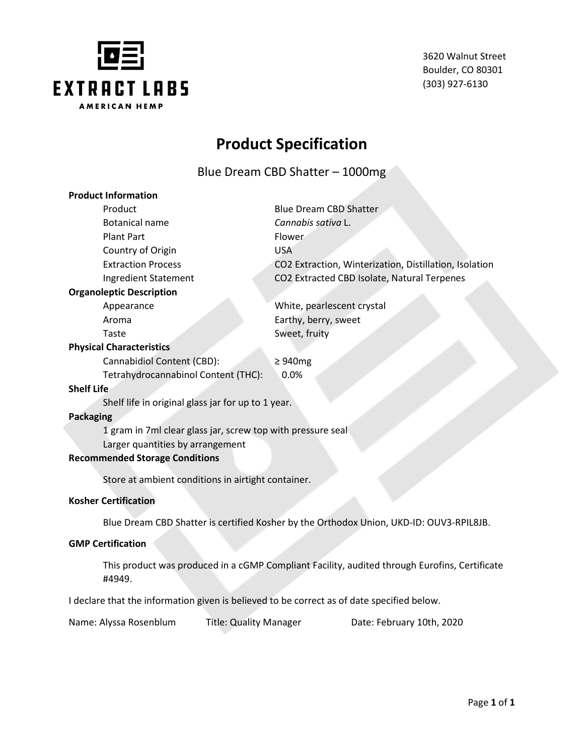EXTRACT LABS
AMERICAN HEMP

3620 Walnut Street
Boulder, CO 80301
(303) 927-6130

# Product Specification

## Blue Dream CBD Shatter – 1000mg

**Product Information**

| | |
|---|---|
| Product | Blue Dream CBD Shatter |
| Botanical name | *Cannabis sativa* L. |
| Plant Part | Flower |
| Country of Origin | USA |
| Extraction Process | $CO_2$ Extraction, Winterization, Distillation, Isolation |
| Ingredient Statement | $CO_2$ Extracted CBD Isolate, Natural Terpenes |

**Organoleptic Description**

| | |
|---|---|
| Appearance | White, pearlescent crystal |
| Aroma | Earthy, berry, sweet |
| Taste | Sweet, fruity |

**Physical Characteristics**

| | |
|---|---|
| Cannabidiol Content (CBD): | ≥ 940mg |
| Tetrahydrocannabinol Content (THC): | 0.0% |

**Shelf Life**

Shelf life in original glass jar for up to 1 year.

**Packaging**

1 gram in 7ml clear glass jar, screw top with pressure seal
Larger quantities by arrangement

**Recommended Storage Conditions**

Store at ambient conditions in airtight container.

**Kosher Certification**

Blue Dream CBD Shatter is certified Kosher by the Orthodox Union, UKD-ID: OUV3-RPIL8JB.

**GMP Certification**

This product was produced in a cGMP Compliant Facility, audited through Eurofins, Certificate #4949.

I declare that the information given is believed to be correct as of date specified below.

Name: Alyssa Rosenblum Title: Quality Manager Date: February 10th, 2020